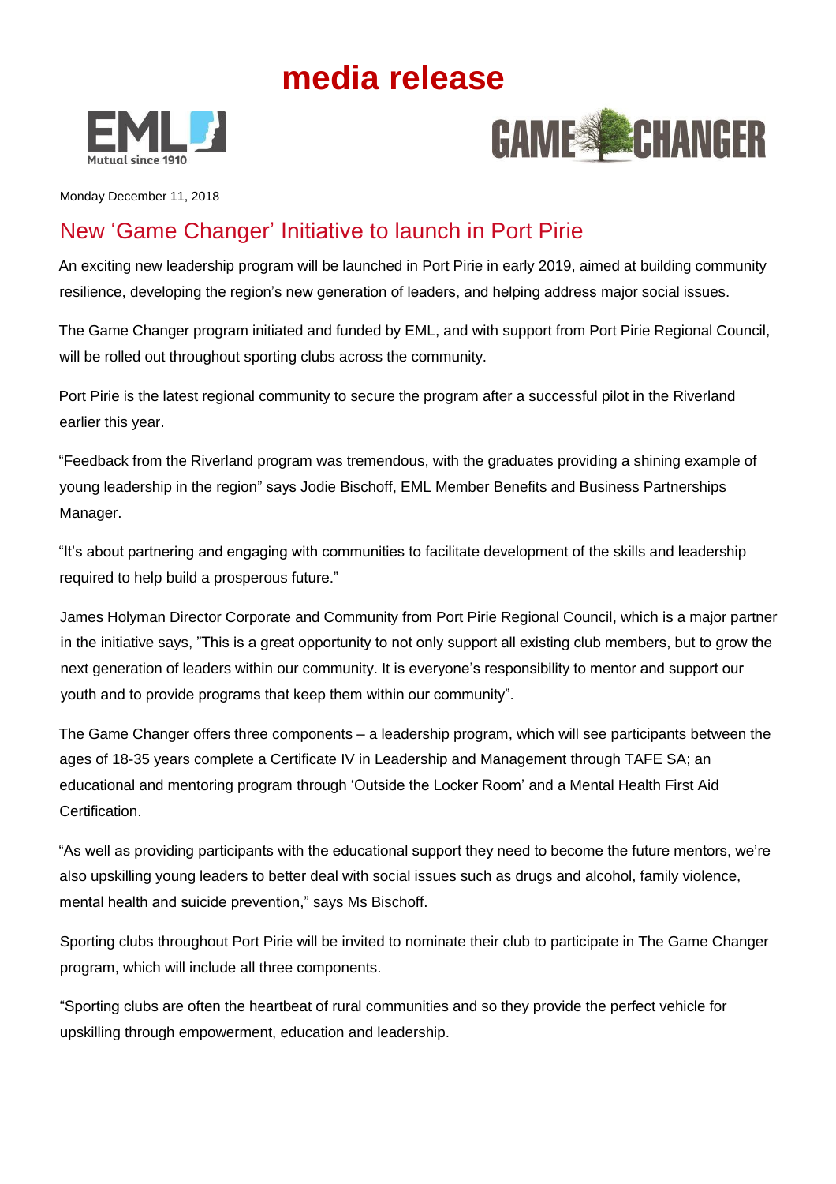# media release

Monday December 11, 2018

## New 'Game Changer' Initiative to launch in Port Pirie

An exciting new leadership program will be launched in Port Pirie in early 2019, aimed at building community resilience, developing the region's new generation of leaders, and helping address major social issues.

The Game Changer program initiated and funded by EML, and with support from Port Pirie Regional Council, will be rolled out throughout sporting clubs across the community.

Port Pirie is the latest regional community to secure the program after a successful pilot in the Riverland earlier this year.

"Feedback from the Riverland program was tremendous, with the graduates providing a shining example of young leadership in the region" says Jodie Bischoff, EML Member Benefits and Business Partnerships Manager.

"It's about partnering and engaging with communities to facilitate development of the skills and leadership required to help build a prosperous future."

James Holyman Director Corporate and Community from Port Pirie Regional Council, which is a major partner in the initiative says, "This is a great opportunity to not only support all existing club members, but to grow the next generation of leaders within our community. It is everyone's responsibility to mentor and support our youth and to provide programs that keep them within our community".

The Game Changer offers three components – a leadership program, which will see participants between the ages of 18-35 years complete a Certificate IV in Leadership and Management through TAFE SA; an educational and mentoring program through 'Outside the Locker Room' and a Mental Health First Aid Certification.

"As well as providing participants with the educational support they need to become the future mentors, we're also upskilling young leaders to better deal with social issues such as drugs and alcohol, family violence, mental health and suicide prevention," says Ms Bischoff.

Sporting clubs throughout Port Pirie will be invited to nominate their club to participate in The Game Changer program, which will include all three components.

"Sporting clubs are often the heartbeat of rural communities and so they provide the perfect vehicle for upskilling through empowerment, education and leadership.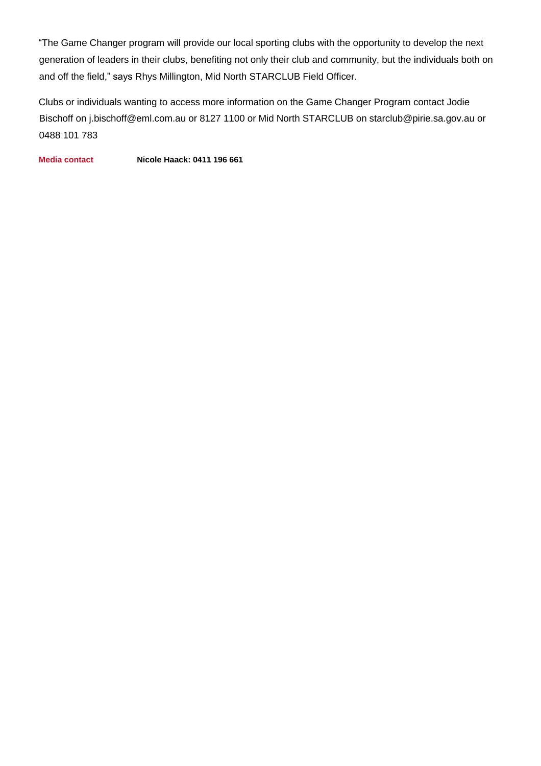"The Game Changer program will provide our local sporting clubs with the opportunity to develop the next generation of leaders in their clubs, benefiting not only their club and community, but the individuals both on and off the field," says Rhys Millington, Mid North STARCLUB Field Officer.

Clubs or individuals wanting to access more information on the Game Changer Program contact Jodie Bischoff on j.bischoff@eml.com.au or 8127 1100 or Mid North STARCLUB on starclub@pirie.sa.gov.au or 0488 101 783

**Media contact** **Nicole Haack: 0411 196 661**